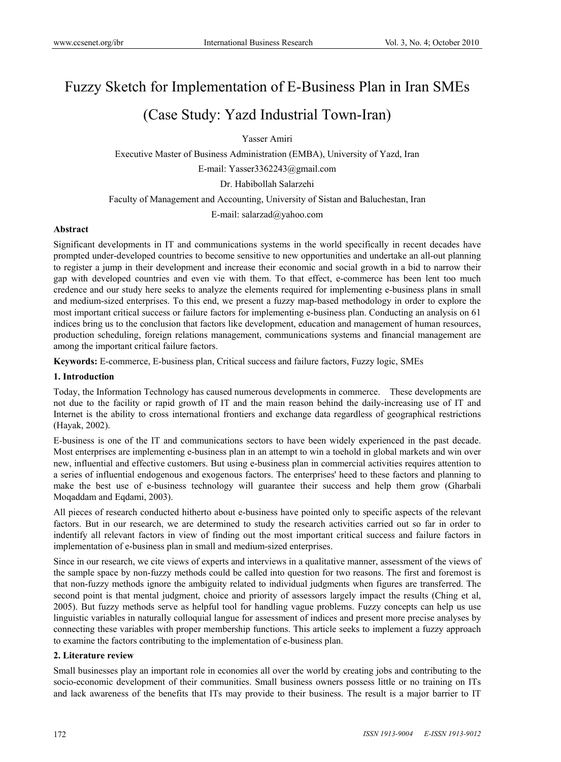# Fuzzy Sketch for Implementation of E-Business Plan in Iran SMEs (Case Study: Yazd Industrial Town-Iran)

Yasser Amiri

Executive Master of Business Administration (EMBA), University of Yazd, Iran

E-mail: Yasser3362243@gmail.com

Dr. Habibollah Salarzehi

Faculty of Management and Accounting, University of Sistan and Baluchestan, Iran

E-mail: salarzad@yahoo.com

## Abstract

Significant developments in IT and communications systems in the world specifically in recent decades have prompted under-developed countries to become sensitive to new opportunities and undertake an all-out planning to register a jump in their development and increase their economic and social growth in a bid to narrow their gap with developed countries and even vie with them. To that effect, e-commerce has been lent too much credence and our study here seeks to analyze the elements required for implementing e-business plans in small and medium-sized enterprises. To this end, we present a fuzzy map-based methodology in order to explore the most important critical success or failure factors for implementing e-business plan. Conducting an analysis on 61 indices bring us to the conclusion that factors like development, education and management of human resources, production scheduling, foreign relations management, communications systems and financial management are among the important critical failure factors.

**Keywords:** E-commerce, E-business plan, Critical success and failure factors, Fuzzy logic, SMEs

## 1. Introduction

Today, the Information Technology has caused numerous developments in commerce. These developments are not due to the facility or rapid growth of IT and the main reason behind the daily-increasing use of IT and Internet is the ability to cross international frontiers and exchange data regardless of geographical restrictions (Hayak, 2002).

E-business is one of the IT and communications sectors to have been widely experienced in the past decade. Most enterprises are implementing e-business plan in an attempt to win a toehold in global markets and win over new, influential and effective customers. But using e-business plan in commercial activities requires attention to a series of influential endogenous and exogenous factors. The enterprises' heed to these factors and planning to make the best use of e-business technology will guarantee their success and help them grow (Gharbali Moqaddam and Eqdami, 2003).

All pieces of research conducted hitherto about e-business have pointed only to specific aspects of the relevant factors. But in our research, we are determined to study the research activities carried out so far in order to indentify all relevant factors in view of finding out the most important critical success and failure factors in implementation of e-business plan in small and medium-sized enterprises.

Since in our research, we cite views of experts and interviews in a qualitative manner, assessment of the views of the sample space by non-fuzzy methods could be called into question for two reasons. The first and foremost is that non-fuzzy methods ignore the ambiguity related to individual judgments when figures are transferred. The second point is that mental judgment, choice and priority of assessors largely impact the results (Ching et al, 2005). But fuzzy methods serve as helpful tool for handling vague problems. Fuzzy concepts can help us use linguistic variables in naturally colloquial langue for assessment of indices and present more precise analyses by connecting these variables with proper membership functions. This article seeks to implement a fuzzy approach to examine the factors contributing to the implementation of e-business plan.

## 2. Literature review

Small businesses play an important role in economies all over the world by creating jobs and contributing to the socio-economic development of their communities. Small business owners possess little or no training on ITs and lack awareness of the benefits that ITs may provide to their business. The result is a major barrier to IT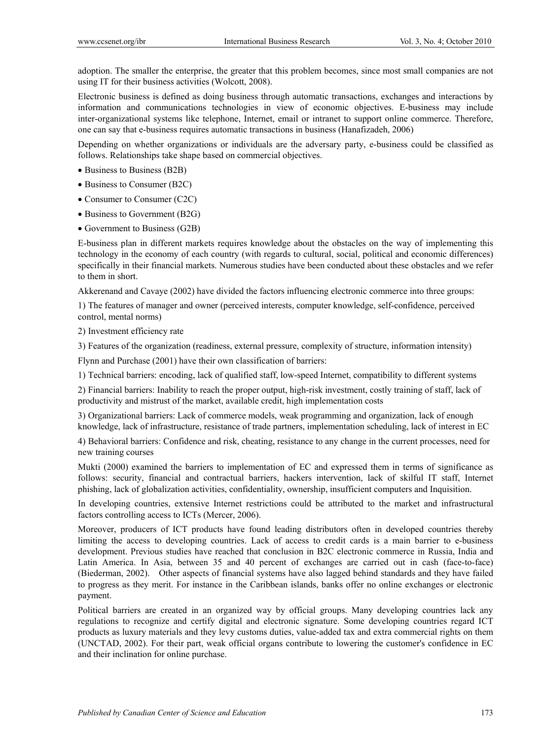adoption. The smaller the enterprise, the greater that this problem becomes, since most small companies are not using IT for their business activities (Wolcott, 2008).

Electronic business is defined as doing business through automatic transactions, exchanges and interactions by information and communications technologies in view of economic objectives. E-business may include inter-organizational systems like telephone, Internet, email or intranet to support online commerce. Therefore, one can say that e-business requires automatic transactions in business (Hanafizadeh, 2006)

Depending on whether organizations or individuals are the adversary party, e-business could be classified as follows. Relationships take shape based on commercial objectives.

- Business to Business (B2B)
- Business to Consumer (B2C)
- Consumer to Consumer (C2C)
- Business to Government (B2G)
- Government to Business (G2B)

E-business plan in different markets requires knowledge about the obstacles on the way of implementing this technology in the economy of each country (with regards to cultural, social, political and economic differences) specifically in their financial markets. Numerous studies have been conducted about these obstacles and we refer to them in short.

Akkerenand and Cavaye (2002) have divided the factors influencing electronic commerce into three groups:

1) The features of manager and owner (perceived interests, computer knowledge, self-confidence, perceived control, mental norms)

2) Investment efficiency rate

3) Features of the organization (readiness, external pressure, complexity of structure, information intensity)

Flynn and Purchase (2001) have their own classification of barriers:

1) Technical barriers: encoding, lack of qualified staff, low-speed Internet, compatibility to different systems

2) Financial barriers: Inability to reach the proper output, high-risk investment, costly training of staff, lack of productivity and mistrust of the market, available credit, high implementation costs

3) Organizational barriers: Lack of commerce models, weak programming and organization, lack of enough knowledge, lack of infrastructure, resistance of trade partners, implementation scheduling, lack of interest in EC

4) Behavioral barriers: Confidence and risk, cheating, resistance to any change in the current processes, need for new training courses

Mukti (2000) examined the barriers to implementation of EC and expressed them in terms of significance as follows: security, financial and contractual barriers, hackers intervention, lack of skilful IT staff, Internet phishing, lack of globalization activities, confidentiality, ownership, insufficient computers and Inquisition.

In developing countries, extensive Internet restrictions could be attributed to the market and infrastructural factors controlling access to ICTs (Mercer, 2006).

Moreover, producers of ICT products have found leading distributors often in developed countries thereby limiting the access to developing countries. Lack of access to credit cards is a main barrier to e-business development. Previous studies have reached that conclusion in B2C electronic commerce in Russia, India and Latin America. In Asia, between 35 and 40 percent of exchanges are carried out in cash (face-to-face) (Biederman, 2002). Other aspects of financial systems have also lagged behind standards and they have failed to progress as they merit. For instance in the Caribbean islands, banks offer no online exchanges or electronic payment.

Political barriers are created in an organized way by official groups. Many developing countries lack any regulations to recognize and certify digital and electronic signature. Some developing countries regard ICT products as luxury materials and they levy customs duties, value-added tax and extra commercial rights on them (UNCTAD, 2002). For their part, weak official organs contribute to lowering the customer's confidence in EC and their inclination for online purchase.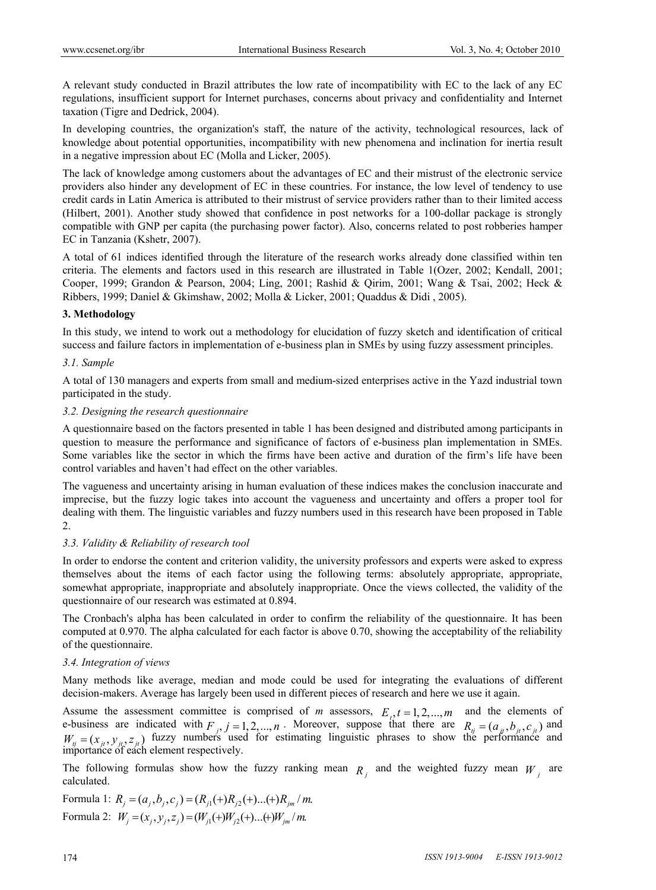A relevant study conducted in Brazil attributes the low rate of incompatibility with EC to the lack of any EC regulations, insufficient support for Internet purchases, concerns about privacy and confidentiality and Internet taxation (Tigre and Dedrick, 2004).

In developing countries, the organization's staff, the nature of the activity, technological resources, lack of knowledge about potential opportunities, incompatibility with new phenomena and inclination for inertia result in a negative impression about EC (Molla and Licker, 2005).

The lack of knowledge among customers about the advantages of EC and their mistrust of the electronic service providers also hinder any development of EC in these countries. For instance, the low level of tendency to use credit cards in Latin America is attributed to their mistrust of service providers rather than to their limited access (Hilbert, 2001). Another study showed that confidence in post networks for a 100-dollar package is strongly compatible with GNP per capita (the purchasing power factor). Also, concerns related to post robberies hamper EC in Tanzania (Kshetr, 2007).

A total of 61 indices identified through the literature of the research works already done classified within ten criteria. The elements and factors used in this research are illustrated in Table 1(Ozer, 2002; Kendall, 2001; Cooper, 1999; Grandon & Pearson, 2004; Ling, 2001; Rashid & Qirim, 2001; Wang & Tsai, 2002; Heck & Ribbers, 1999; Daniel & Gkimshaw, 2002; Molla & Licker, 2001; Quaddus & Didi , 2005).

## 3. Methodology

In this study, we intend to work out a methodology for elucidation of fuzzy sketch and identification of critical success and failure factors in implementation of e-business plan in SMEs by using fuzzy assessment principles.

### *3.1. Sample*

A total of 130 managers and experts from small and medium-sized enterprises active in the Yazd industrial town participated in the study.

### *3.2. Designing the research questionnaire*

A questionnaire based on the factors presented in table 1 has been designed and distributed among participants in question to measure the performance and significance of factors of e-business plan implementation in SMEs. Some variables like the sector in which the firms have been active and duration of the firm's life have been control variables and haven't had effect on the other variables.

The vagueness and uncertainty arising in human evaluation of these indices makes the conclusion inaccurate and imprecise, but the fuzzy logic takes into account the vagueness and uncertainty and offers a proper tool for dealing with them. The linguistic variables and fuzzy numbers used in this research have been proposed in Table 2.

### *3.3. Validity & Reliability of research tool*

In order to endorse the content and criterion validity, the university professors and experts were asked to express themselves about the items of each factor using the following terms: absolutely appropriate, appropriate, somewhat appropriate, inappropriate and absolutely inappropriate. Once the views collected, the validity of the questionnaire of our research was estimated at 0.894.

The Cronbach's alpha has been calculated in order to confirm the reliability of the questionnaire. It has been computed at 0.970. The alpha calculated for each factor is above 0.70, showing the acceptability of the reliability of the questionnaire.

### *3.4. Integration of views*

Many methods like average, median and mode could be used for integrating the evaluations of different decision-makers. Average has largely been used in different pieces of research and here we use it again.

Assume the assessment committee is comprised of *m* assessors, $E_t, t = 1, 2, ..., m$ and the elements of e-business are indicated with $F_j, j = 1, 2, ..., n$ . Moreover, suppose that there are $R_{tj} = (a_{jt}, b_{jt}, c_{jt})$ and $W_{tj} = (x_{jt}, y_{jt}, z_{jt})$ fuzzy numbers used for estimating linguistic phrases to show the performance and importance of each element respectively.

The following formulas show how the fuzzy ranking mean $R_j$ and the weighted fuzzy mean $W_j$ are calculated.

Formula 1: $R_j = (a_j, b_j, c_j) = (R_{j1}(+)R_{j2}(+)...(+)R_{jm} / m.$

Formula 2: $W_j = (x_j, y_j, z_j) = (W_{j1}(+)W_{j2}(+)...(+)W_{jm} / m.$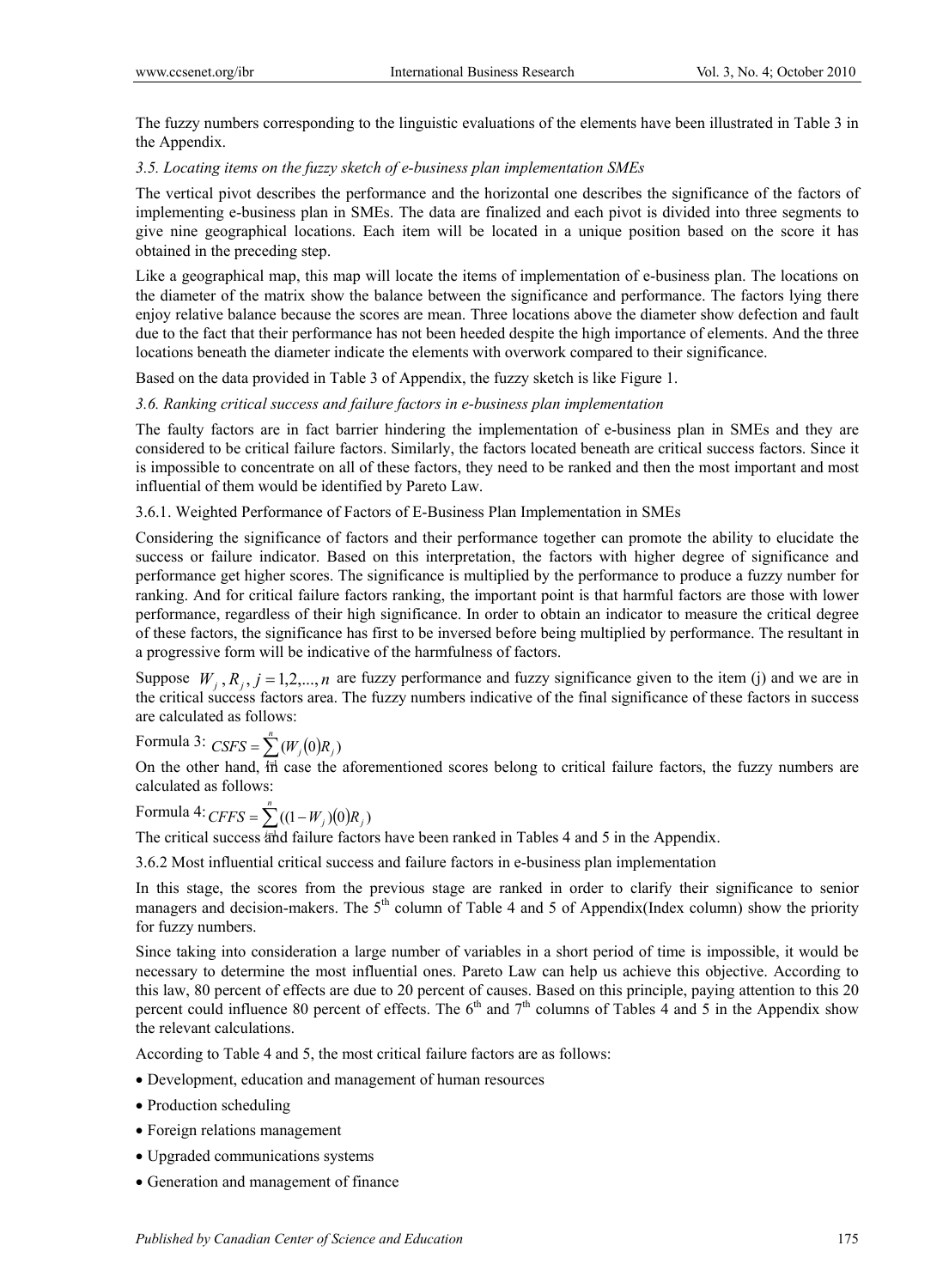The fuzzy numbers corresponding to the linguistic evaluations of the elements have been illustrated in Table 3 in the Appendix.

*3.5. Locating items on the fuzzy sketch of e-business plan implementation SMEs*

The vertical pivot describes the performance and the horizontal one describes the significance of the factors of implementing e-business plan in SMEs. The data are finalized and each pivot is divided into three segments to give nine geographical locations. Each item will be located in a unique position based on the score it has obtained in the preceding step.

Like a geographical map, this map will locate the items of implementation of e-business plan. The locations on the diameter of the matrix show the balance between the significance and performance. The factors lying there enjoy relative balance because the scores are mean. Three locations above the diameter show defection and fault due to the fact that their performance has not been heeded despite the high importance of elements. And the three locations beneath the diameter indicate the elements with overwork compared to their significance.

Based on the data provided in Table 3 of Appendix, the fuzzy sketch is like Figure 1.

*3.6. Ranking critical success and failure factors in e-business plan implementation*

The faulty factors are in fact barrier hindering the implementation of e-business plan in SMEs and they are considered to be critical failure factors. Similarly, the factors located beneath are critical success factors. Since it is impossible to concentrate on all of these factors, they need to be ranked and then the most important and most influential of them would be identified by Pareto Law.

3.6.1. Weighted Performance of Factors of E-Business Plan Implementation in SMEs

Considering the significance of factors and their performance together can promote the ability to elucidate the success or failure indicator. Based on this interpretation, the factors with higher degree of significance and performance get higher scores. The significance is multiplied by the performance to produce a fuzzy number for ranking. And for critical failure factors ranking, the important point is that harmful factors are those with lower performance, regardless of their high significance. In order to obtain an indicator to measure the critical degree of these factors, the significance has first to be inversed before being multiplied by performance. The resultant in a progressive form will be indicative of the harmfulness of factors.

Suppose $W_j, R_j, j = 1,2,...,n$ are fuzzy performance and fuzzy significance given to the item (j) and we are in the critical success factors area. The fuzzy numbers indicative of the final significance of these factors in success are calculated as follows:

Formula 3: $CSFS = \sum_{i=1}^{n} (W_j (0) R_j)$

On the other hand, in case the aforementioned scores belong to critical failure factors, the fuzzy numbers are calculated as follows:

Formula 4: $CFFS = \sum_{i=1}^{n} ((1 - W_j)(0) R_j)$

The critical success and failure factors have been ranked in Tables 4 and 5 in the Appendix.

3.6.2 Most influential critical success and failure factors in e-business plan implementation

In this stage, the scores from the previous stage are ranked in order to clarify their significance to senior managers and decision-makers. The 5th column of Table 4 and 5 of Appendix(Index column) show the priority for fuzzy numbers.

Since taking into consideration a large number of variables in a short period of time is impossible, it would be necessary to determine the most influential ones. Pareto Law can help us achieve this objective. According to this law, 80 percent of effects are due to 20 percent of causes. Based on this principle, paying attention to this 20 percent could influence 80 percent of effects. The 6th and 7th columns of Tables 4 and 5 in the Appendix show the relevant calculations.

According to Table 4 and 5, the most critical failure factors are as follows:

- Development, education and management of human resources
- Production scheduling
- Foreign relations management
- Upgraded communications systems
- Generation and management of finance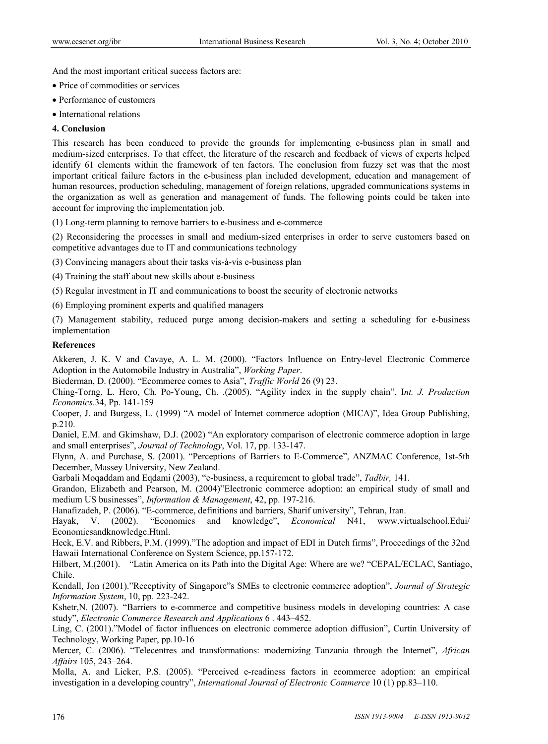And the most important critical success factors are:

- Price of commodities or services
- Performance of customers
- International relations

**4. Conclusion**

This research has been conduced to provide the grounds for implementing e-business plan in small and medium-sized enterprises. To that effect, the literature of the research and feedback of views of experts helped identify 61 elements within the framework of ten factors. The conclusion from fuzzy set was that the most important critical failure factors in the e-business plan included development, education and management of human resources, production scheduling, management of foreign relations, upgraded communications systems in the organization as well as generation and management of funds. The following points could be taken into account for improving the implementation job.

(1) Long-term planning to remove barriers to e-business and e-commerce

(2) Reconsidering the processes in small and medium-sized enterprises in order to serve customers based on competitive advantages due to IT and communications technology

(3) Convincing managers about their tasks vis-à-vis e-business plan

(4) Training the staff about new skills about e-business

(5) Regular investment in IT and communications to boost the security of electronic networks

(6) Employing prominent experts and qualified managers

(7) Management stability, reduced purge among decision-makers and setting a scheduling for e-business implementation

**References**

Akkeren, J. K. V and Cavaye, A. L. M. (2000). "Factors Influence on Entry-level Electronic Commerce Adoption in the Automobile Industry in Australia", *Working Paper*.

Biederman, D. (2000). "Ecommerce comes to Asia", *Traffic World* 26 (9) 23.

Ching-Torng, L. Hero, Ch. Po-Young, Ch. .(2005). "Agility index in the supply chain", I*nt. J. Production Economics*.34, Pp. 141-159

Cooper, J. and Burgess, L. (1999) "A model of Internet commerce adoption (MICA)", Idea Group Publishing, p.210.

Daniel, E.M. and Gkimshaw, D.J. (2002) "An exploratory comparison of electronic commerce adoption in large and small enterprises", *Journal of Technology*, Vol. 17, pp. 133-147.

Flynn, A. and Purchase, S. (2001). "Perceptions of Barriers to E-Commerce", ANZMAC Conference, 1st-5th December, Massey University, New Zealand.

Garbali Moqaddam and Eqdami (2003), "e-business, a requirement to global trade", *Tadbir,* 141.

Grandon, Elizabeth and Pearson, M. (2004)"Electronic commerce adoption: an empirical study of small and medium US businesses", *Information & Management*, 42, pp. 197-216.

Hanafizadeh, P. (2006). "E-commerce, definitions and barriers, Sharif university", Tehran, Iran.

Hayak, V. (2002). "Economics and knowledge", *Economical* N41, www.virtualschool.Edui/ Economicsandknowledge.Html.

Heck, E.V. and Ribbers, P.M. (1999)."The adoption and impact of EDI in Dutch firms", Proceedings of the 32nd Hawaii International Conference on System Science, pp.157-172.

Hilbert, M.(2001). "Latin America on its Path into the Digital Age: Where are we? "CEPAL/ECLAC, Santiago, Chile.

Kendall, Jon (2001)."Receptivity of Singapore"s SMEs to electronic commerce adoption", *Journal of Strategic Information System*, 10, pp. 223-242.

Kshetr,N. (2007). "Barriers to e-commerce and competitive business models in developing countries: A case study", *Electronic Commerce Research and Applications* 6 . 443–452.

Ling, C. (2001)."Model of factor influences on electronic commerce adoption diffusion", Curtin University of Technology, Working Paper, pp.10-16

Mercer, C. (2006). "Telecentres and transformations: modernizing Tanzania through the Internet", *African Affairs* 105, 243–264.

Molla, A. and Licker, P.S. (2005). "Perceived e-readiness factors in ecommerce adoption: an empirical investigation in a developing country", *International Journal of Electronic Commerce* 10 (1) pp.83–110.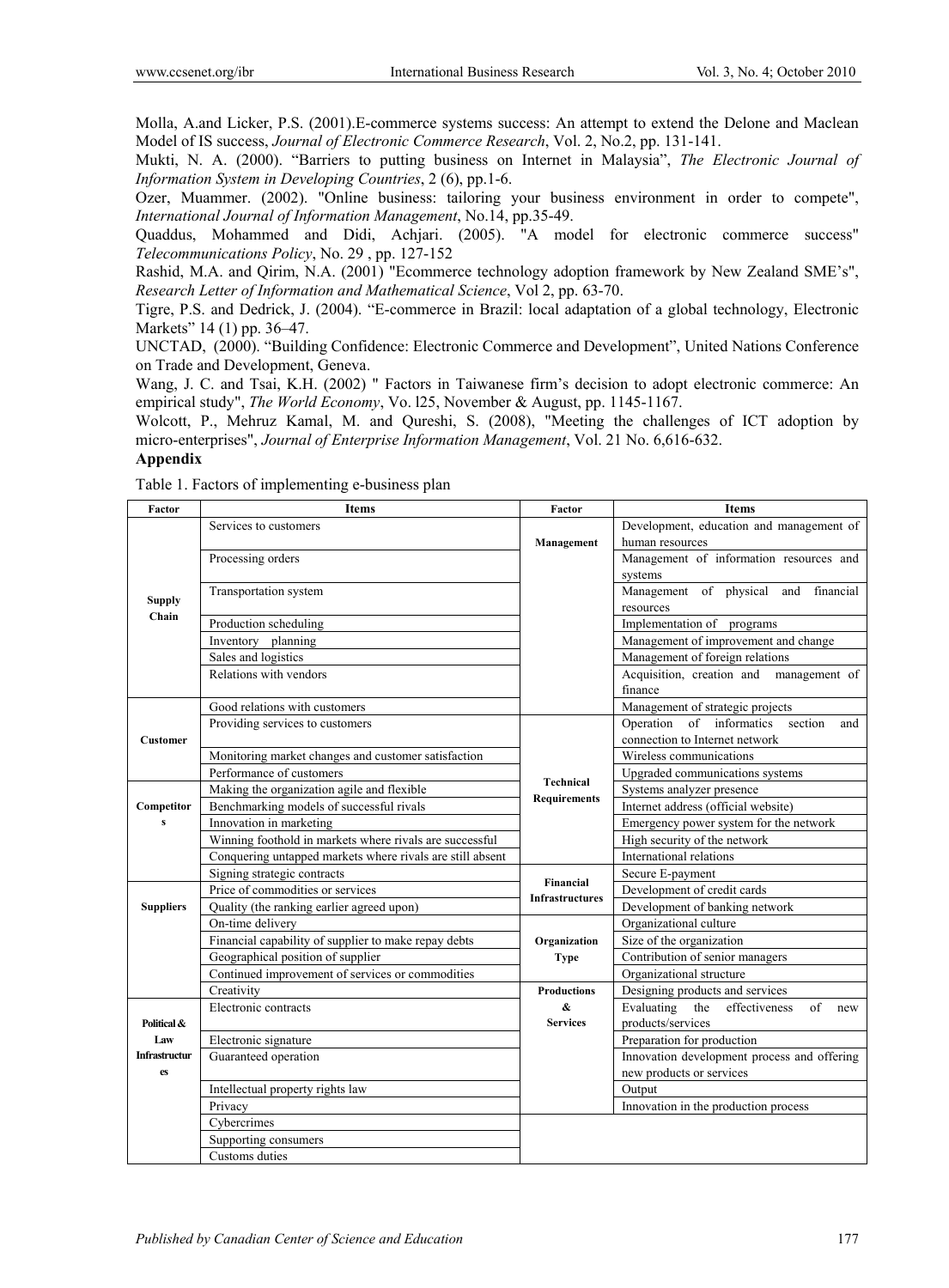Molla, A.and Licker, P.S. (2001).E-commerce systems success: An attempt to extend the Delone and Maclean Model of IS success, *Journal of Electronic Commerce Research*, Vol. 2, No.2, pp. 131-141.

Mukti, N. A. (2000). "Barriers to putting business on Internet in Malaysia", *The Electronic Journal of Information System in Developing Countries*, 2 (6), pp.1-6.

Ozer, Muammer. (2002). "Online business: tailoring your business environment in order to compete", *International Journal of Information Management*, No.14, pp.35-49.

Quaddus, Mohammed and Didi, Achjari. (2005). "A model for electronic commerce success" *Telecommunications Policy*, No. 29 , pp. 127-152

Rashid, M.A. and Qirim, N.A. (2001) "Ecommerce technology adoption framework by New Zealand SME's", *Research Letter of Information and Mathematical Science*, Vol 2, pp. 63-70.

Tigre, P.S. and Dedrick, J. (2004). "E-commerce in Brazil: local adaptation of a global technology, Electronic Markets" 14 (1) pp. 36–47.

UNCTAD, (2000). "Building Confidence: Electronic Commerce and Development", United Nations Conference on Trade and Development, Geneva.

Wang, J. C. and Tsai, K.H. (2002) " Factors in Taiwanese firm's decision to adopt electronic commerce: An empirical study", *The World Economy*, Vo. l25, November & August, pp. 1145-1167.

Wolcott, P., Mehruz Kamal, M. and Qureshi, S. (2008), "Meeting the challenges of ICT adoption by micro-enterprises", *Journal of Enterprise Information Management*, Vol. 21 No. 6,616-632.

## Appendix

Table 1. Factors of implementing e-business plan

| Factor | Items | Factor | Items |
|---|---|---|---|
| Supply Chain | Services to customers | Management | Development, education and management of human resources |
| | Processing orders | | Management of information resources and systems |
| | Transportation system | | Management of physical and financial resources |
| | Production scheduling | | Implementation of programs |
| | Inventory planning | | Management of improvement and change |
| | Sales and logistics | | Management of foreign relations |
| | Relations with vendors | | Acquisition, creation and management of finance |
| Customer | Good relations with customers | | Management of strategic projects |
| | Providing services to customers | Technical Requirements | Operation of informatics section and connection to Internet network |
| | Monitoring market changes and customer satisfaction | | Wireless communications |
| | Performance of customers | | Upgraded communications systems |
| Competitors | Making the organization agile and flexible | | Systems analyzer presence |
| | Benchmarking models of successful rivals | | Internet address (official website) |
| | Innovation in marketing | | Emergency power system for the network |
| | Winning foothold in markets where rivals are successful | | High security of the network |
| | Conquering untapped markets where rivals are still absent | | International relations |
| | Signing strategic contracts | Financial Infrastructures | Secure E-payment |
| Suppliers | Price of commodities or services | | Development of credit cards |
| | Quality (the ranking earlier agreed upon) | | Development of banking network |
| | On-time delivery | Organization Type | Organizational culture |
| | Financial capability of supplier to make repay debts | | Size of the organization |
| | Geographical position of supplier | | Contribution of senior managers |
| | Continued improvement of services or commodities | | Organizational structure |
| | Creativity | Productions & Services | Designing products and services |
| Political & Law Infrastructures | Electronic contracts | | Evaluating the effectiveness of new products/services |
| | Electronic signature | | Preparation for production |
| | Guaranteed operation | | Innovation development process and offering new products or services |
| | Intellectual property rights law | | Output |
| | Privacy | | Innovation in the production process |
| | Cybercrimes | | |
| | Supporting consumers | | |
| | Customs duties | | |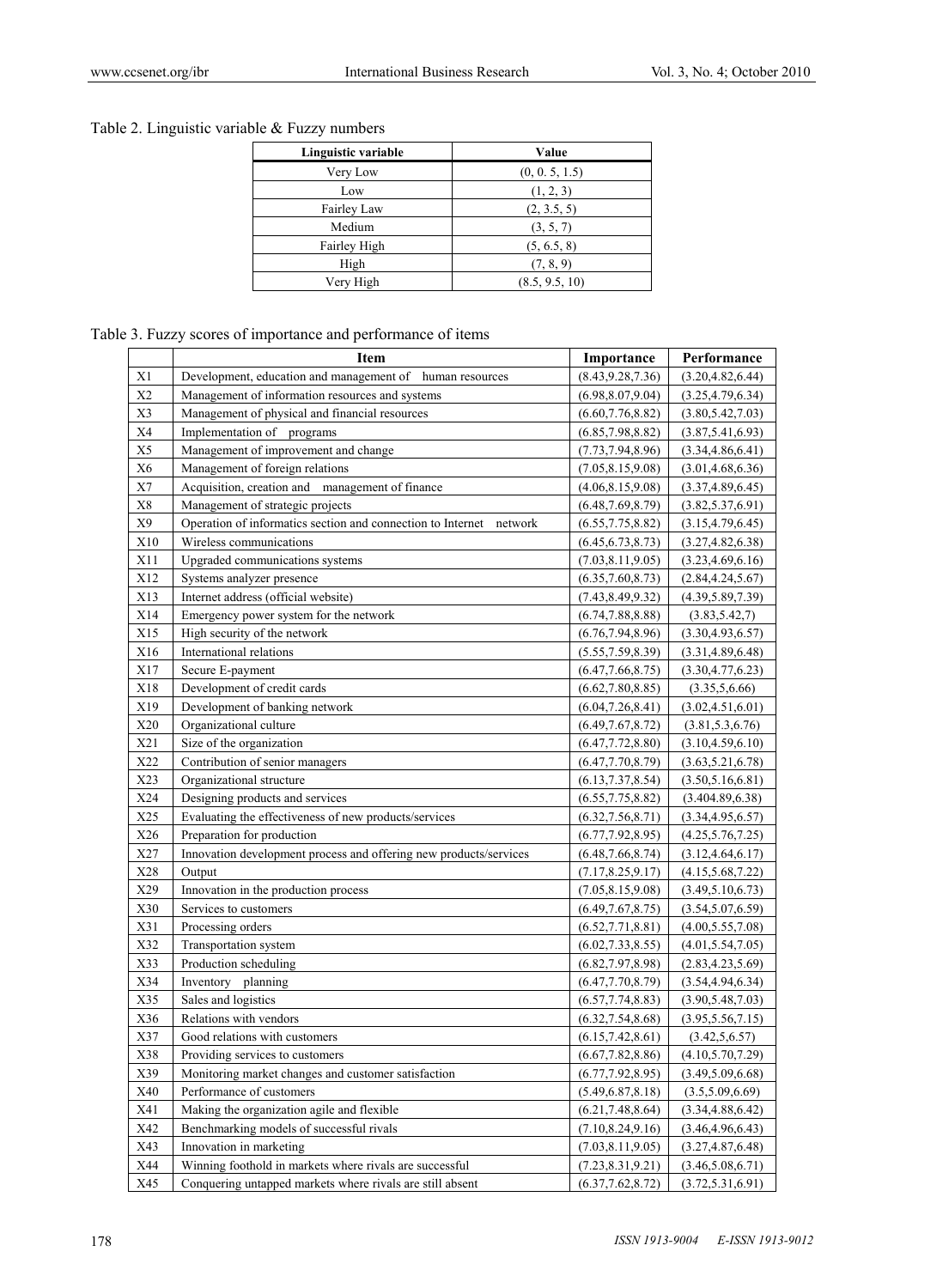Table 2. Linguistic variable & Fuzzy numbers

| Linguistic variable | Value |
|---|---|
| Very Low | (0, 0. 5, 1.5) |
| Low | (1, 2, 3) |
| Fairley Law | (2, 3.5, 5) |
| Medium | (3, 5, 7) |
| Fairley High | (5, 6.5, 8) |
| High | (7, 8, 9) |
| Very High | (8.5, 9.5, 10) |

Table 3. Fuzzy scores of importance and performance of items

| | Item | Importance | Performance |
|---|---|---|---|
| X1 | Development, education and management of human resources | (8.43,9.28,7.36) | (3.20,4.82,6.44) |
| X2 | Management of information resources and systems | (6.98,8.07,9.04) | (3.25,4.79,6.34) |
| X3 | Management of physical and financial resources | (6.60,7.76,8.82) | (3.80,5.42,7.03) |
| X4 | Implementation of programs | (6.85,7.98,8.82) | (3.87,5.41,6.93) |
| X5 | Management of improvement and change | (7.73,7.94,8.96) | (3.34,4.86,6.41) |
| X6 | Management of foreign relations | (7.05,8.15,9.08) | (3.01,4.68,6.36) |
| X7 | Acquisition, creation and management of finance | (4.06,8.15,9.08) | (3.37,4.89,6.45) |
| X8 | Management of strategic projects | (6.48,7.69,8.79) | (3.82,5.37,6.91) |
| X9 | Operation of informatics section and connection to Internet network | (6.55,7.75,8.82) | (3.15,4.79,6.45) |
| X10 | Wireless communications | (6.45,6.73,8.73) | (3.27,4.82,6.38) |
| X11 | Upgraded communications systems | (7.03,8.11,9.05) | (3.23,4.69,6.16) |
| X12 | Systems analyzer presence | (6.35,7.60,8.73) | (2.84,4.24,5.67) |
| X13 | Internet address (official website) | (7.43,8.49,9.32) | (4.39,5.89,7.39) |
| X14 | Emergency power system for the network | (6.74,7.88,8.88) | (3.83,5.42,7) |
| X15 | High security of the network | (6.76,7.94,8.96) | (3.30,4.93,6.57) |
| X16 | International relations | (5.55,7.59,8.39) | (3.31,4.89,6.48) |
| X17 | Secure E-payment | (6.47,7.66,8.75) | (3.30,4.77,6.23) |
| X18 | Development of credit cards | (6.62,7.80,8.85) | (3.35,5,6.66) |
| X19 | Development of banking network | (6.04,7.26,8.41) | (3.02,4.51,6.01) |
| X20 | Organizational culture | (6.49,7.67,8.72) | (3.81,5.3,6.76) |
| X21 | Size of the organization | (6.47,7.72,8.80) | (3.10,4.59,6.10) |
| X22 | Contribution of senior managers | (6.47,7.70,8.79) | (3.63,5.21,6.78) |
| X23 | Organizational structure | (6.13,7.37,8.54) | (3.50,5.16,6.81) |
| X24 | Designing products and services | (6.55,7.75,8.82) | (3.404.89,6.38) |
| X25 | Evaluating the effectiveness of new products/services | (6.32,7.56,8.71) | (3.34,4.95,6.57) |
| X26 | Preparation for production | (6.77,7.92,8.95) | (4.25,5.76,7.25) |
| X27 | Innovation development process and offering new products/services | (6.48,7.66,8.74) | (3.12,4.64,6.17) |
| X28 | Output | (7.17,8.25,9.17) | (4.15,5.68,7.22) |
| X29 | Innovation in the production process | (7.05,8.15,9.08) | (3.49,5.10,6.73) |
| X30 | Services to customers | (6.49,7.67,8.75) | (3.54,5.07,6.59) |
| X31 | Processing orders | (6.52,7.71,8.81) | (4.00,5.55,7.08) |
| X32 | Transportation system | (6.02,7.33,8.55) | (4.01,5.54,7.05) |
| X33 | Production scheduling | (6.82,7.97,8.98) | (2.83,4.23,5.69) |
| X34 | Inventory planning | (6.47,7.70,8.79) | (3.54,4.94,6.34) |
| X35 | Sales and logistics | (6.57,7.74,8.83) | (3.90,5.48,7.03) |
| X36 | Relations with vendors | (6.32,7.54,8.68) | (3.95,5.56,7.15) |
| X37 | Good relations with customers | (6.15,7.42,8.61) | (3.42,5,6.57) |
| X38 | Providing services to customers | (6.67,7.82,8.86) | (4.10,5.70,7.29) |
| X39 | Monitoring market changes and customer satisfaction | (6.77,7.92,8.95) | (3.49,5.09,6.68) |
| X40 | Performance of customers | (5.49,6.87,8.18) | (3.5,5.09,6.69) |
| X41 | Making the organization agile and flexible | (6.21,7.48,8.64) | (3.34,4.88,6.42) |
| X42 | Benchmarking models of successful rivals | (7.10,8.24,9.16) | (3.46,4.96,6.43) |
| X43 | Innovation in marketing | (7.03,8.11,9.05) | (3.27,4.87,6.48) |
| X44 | Winning foothold in markets where rivals are successful | (7.23,8.31,9.21) | (3.46,5.08,6.71) |
| X45 | Conquering untapped markets where rivals are still absent | (6.37,7.62,8.72) | (3.72,5.31,6.91) |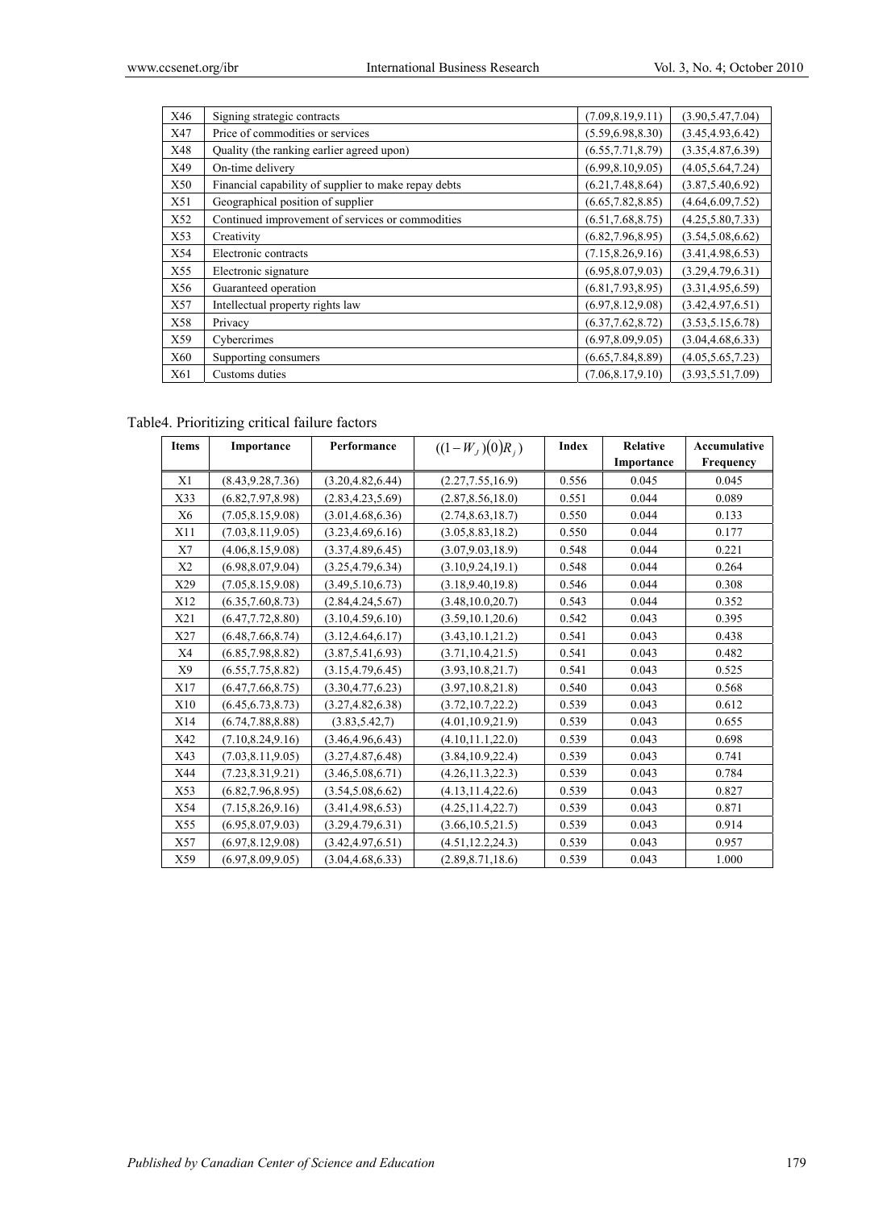| X46 | Signing strategic contracts | (7.09,8.19,9.11) | (3.90,5.47,7.04) |
|---|---|---|---|
| X47 | Price of commodities or services | (5.59,6.98,8.30) | (3.45,4.93,6.42) |
| X48 | Quality (the ranking earlier agreed upon) | (6.55,7.71,8.79) | (3.35,4.87,6.39) |
| X49 | On-time delivery | (6.99,8.10,9.05) | (4.05,5.64,7.24) |
| X50 | Financial capability of supplier to make repay debts | (6.21,7.48,8.64) | (3.87,5.40,6.92) |
| X51 | Geographical position of supplier | (6.65,7.82,8.85) | (4.64,6.09,7.52) |
| X52 | Continued improvement of services or commodities | (6.51,7.68,8.75) | (4.25,5.80,7.33) |
| X53 | Creativity | (6.82,7.96,8.95) | (3.54,5.08,6.62) |
| X54 | Electronic contracts | (7.15,8.26,9.16) | (3.41,4.98,6.53) |
| X55 | Electronic signature | (6.95,8.07,9.03) | (3.29,4.79,6.31) |
| X56 | Guaranteed operation | (6.81,7.93,8.95) | (3.31,4.95,6.59) |
| X57 | Intellectual property rights law | (6.97,8.12,9.08) | (3.42,4.97,6.51) |
| X58 | Privacy | (6.37,7.62,8.72) | (3.53,5.15,6.78) |
| X59 | Cybercrimes | (6.97,8.09,9.05) | (3.04,4.68,6.33) |
| X60 | Supporting consumers | (6.65,7.84,8.89) | (4.05,5.65,7.23) |
| X61 | Customs duties | (7.06,8.17,9.10) | (3.93,5.51,7.09) |

Table4. Prioritizing critical failure factors

| Items | Importance | Performance | $((1-W_j)(0)R_j)$ | Index | Relative Importance | Accumulative Frequency |
|---|---|---|---|---|---|---|
| X1 | (8.43,9.28,7.36) | (3.20,4.82,6.44) | (2.27,7.55,16.9) | 0.556 | 0.045 | 0.045 |
| X33 | (6.82,7.97,8.98) | (2.83,4.23,5.69) | (2.87,8.56,18.0) | 0.551 | 0.044 | 0.089 |
| X6 | (7.05,8.15,9.08) | (3.01,4.68,6.36) | (2.74,8.63,18.7) | 0.550 | 0.044 | 0.133 |
| X11 | (7.03,8.11,9.05) | (3.23,4.69,6.16) | (3.05,8.83,18.2) | 0.550 | 0.044 | 0.177 |
| X7 | (4.06,8.15,9.08) | (3.37,4.89,6.45) | (3.07,9.03,18.9) | 0.548 | 0.044 | 0.221 |
| X2 | (6.98,8.07,9.04) | (3.25,4.79,6.34) | (3.10,9.24,19.1) | 0.548 | 0.044 | 0.264 |
| X29 | (7.05,8.15,9.08) | (3.49,5.10,6.73) | (3.18,9.40,19.8) | 0.546 | 0.044 | 0.308 |
| X12 | (6.35,7.60,8.73) | (2.84,4.24,5.67) | (3.48,10.0,20.7) | 0.543 | 0.044 | 0.352 |
| X21 | (6.47,7.72,8.80) | (3.10,4.59,6.10) | (3.59,10.1,20.6) | 0.542 | 0.043 | 0.395 |
| X27 | (6.48,7.66,8.74) | (3.12,4.64,6.17) | (3.43,10.1,21.2) | 0.541 | 0.043 | 0.438 |
| X4 | (6.85,7.98,8.82) | (3.87,5.41,6.93) | (3.71,10.4,21.5) | 0.541 | 0.043 | 0.482 |
| X9 | (6.55,7.75,8.82) | (3.15,4.79,6.45) | (3.93,10.8,21.7) | 0.541 | 0.043 | 0.525 |
| X17 | (6.47,7.66,8.75) | (3.30,4.77,6.23) | (3.97,10.8,21.8) | 0.540 | 0.043 | 0.568 |
| X10 | (6.45,6.73,8.73) | (3.27,4.82,6.38) | (3.72,10.7,22.2) | 0.539 | 0.043 | 0.612 |
| X14 | (6.74,7.88,8.88) | (3.83,5.42,7) | (4.01,10.9,21.9) | 0.539 | 0.043 | 0.655 |
| X42 | (7.10,8.24,9.16) | (3.46,4.96,6.43) | (4.10,11.1,22.0) | 0.539 | 0.043 | 0.698 |
| X43 | (7.03,8.11,9.05) | (3.27,4.87,6.48) | (3.84,10.9,22.4) | 0.539 | 0.043 | 0.741 |
| X44 | (7.23,8.31,9.21) | (3.46,5.08,6.71) | (4.26,11.3,22.3) | 0.539 | 0.043 | 0.784 |
| X53 | (6.82,7.96,8.95) | (3.54,5.08,6.62) | (4.13,11.4,22.6) | 0.539 | 0.043 | 0.827 |
| X54 | (7.15,8.26,9.16) | (3.41,4.98,6.53) | (4.25,11.4,22.7) | 0.539 | 0.043 | 0.871 |
| X55 | (6.95,8.07,9.03) | (3.29,4.79,6.31) | (3.66,10.5,21.5) | 0.539 | 0.043 | 0.914 |
| X57 | (6.97,8.12,9.08) | (3.42,4.97,6.51) | (4.51,12.2,24.3) | 0.539 | 0.043 | 0.957 |
| X59 | (6.97,8.09,9.05) | (3.04,4.68,6.33) | (2.89,8.71,18.6) | 0.539 | 0.043 | 1.000 |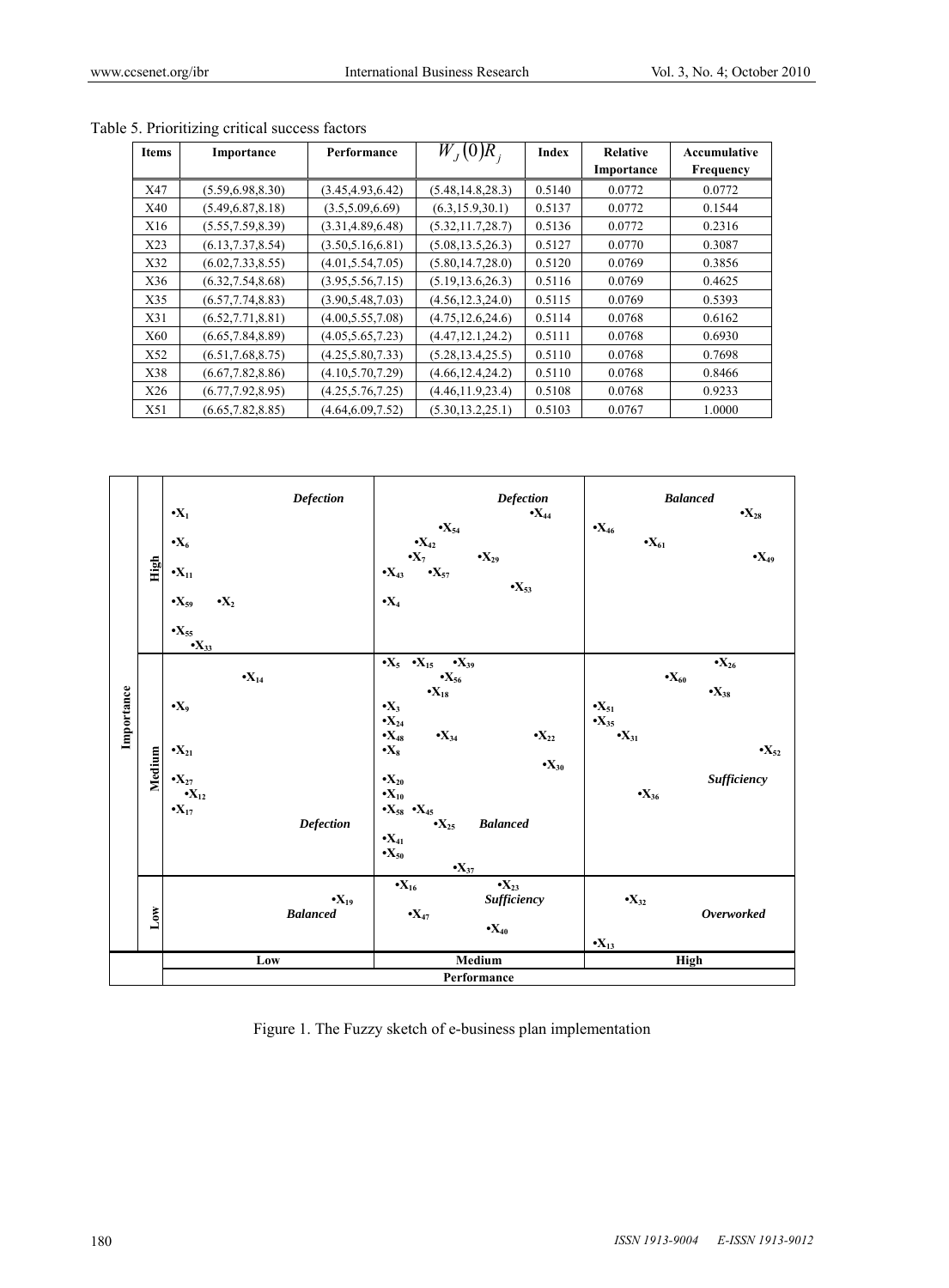Table 5. Prioritizing critical success factors

| Items | Importance | Performance | $W_J(0)R_j$ | Index | Relative Importance | Accumulative Frequency |
|---|---|---|---|---|---|---|
| X47 | (5.59,6.98,8.30) | (3.45,4.93,6.42) | (5.48,14.8,28.3) | 0.5140 | 0.0772 | 0.0772 |
| X40 | (5.49,6.87,8.18) | (3.5,5.09,6.69) | (6.3,15.9,30.1) | 0.5137 | 0.0772 | 0.1544 |
| X16 | (5.55,7.59,8.39) | (3.31,4.89,6.48) | (5.32,11.7,28.7) | 0.5136 | 0.0772 | 0.2316 |
| X23 | (6.13,7.37,8.54) | (3.50,5.16,6.81) | (5.08,13.5,26.3) | 0.5127 | 0.0770 | 0.3087 |
| X32 | (6.02,7.33,8.55) | (4.01,5.54,7.05) | (5.80,14.7,28.0) | 0.5120 | 0.0769 | 0.3856 |
| X36 | (6.32,7.54,8.68) | (3.95,5.56,7.15) | (5.19,13.6,26.3) | 0.5116 | 0.0769 | 0.4625 |
| X35 | (6.57,7.74,8.83) | (3.90,5.48,7.03) | (4.56,12.3,24.0) | 0.5115 | 0.0769 | 0.5393 |
| X31 | (6.52,7.71,8.81) | (4.00,5.55,7.08) | (4.75,12.6,24.6) | 0.5114 | 0.0768 | 0.6162 |
| X60 | (6.65,7.84,8.89) | (4.05,5.65,7.23) | (4.47,12.1,24.2) | 0.5111 | 0.0768 | 0.6930 |
| X52 | (6.51,7.68,8.75) | (4.25,5.80,7.33) | (5.28,13.4,25.5) | 0.5110 | 0.0768 | 0.7698 |
| X38 | (6.67,7.82,8.86) | (4.10,5.70,7.29) | (4.66,12.4,24.2) | 0.5110 | 0.0768 | 0.8466 |
| X26 | (6.77,7.92,8.95) | (4.25,5.76,7.25) | (4.46,11.9,23.4) | 0.5108 | 0.0768 | 0.9233 |
| X51 | (6.65,7.82,8.85) | (4.64,6.09,7.52) | (5.30,13.2,25.1) | 0.5103 | 0.0767 | 1.0000 |

Importance

High

Defection

•$X_{1}$ •$X_{6}$ •$X_{11}$ •$X_{59}$ •$X_{2}$ •$X_{55}$ •$X_{33}$

Defection

•$X_{44}$ •$X_{54}$ •$X_{42}$ •$X_{7}$ •$X_{29}$ •$X_{43}$ •$X_{57}$ •$X_{53}$ •$X_{4}$

Balanced

•$X_{28}$ •$X_{46}$ •$X_{61}$ •$X_{49}$

Medium

•$X_{14}$ •$X_{9}$ •$X_{21}$ •$X_{27}$ •$X_{12}$ •$X_{17}$

Defection

•$X_{5}$ •$X_{15}$ •$X_{39}$ •$X_{56}$ •$X_{18}$ •$X_{3}$ •$X_{24}$ •$X_{48}$ •$X_{34}$ •$X_{22}$ •$X_{8}$ •$X_{30}$ •$X_{20}$ •$X_{10}$ •$X_{58}$ •$X_{45}$ •$X_{25}$

Balanced

•$X_{41}$ •$X_{50}$ •$X_{37}$

•$X_{26}$ •$X_{60}$ •$X_{38}$ •$X_{51}$ •$X_{35}$ •$X_{31}$ •$X_{52}$

Sufficiency

•$X_{36}$

Low

•$X_{19}$

Balanced

•$X_{16}$ •$X_{23}$

Sufficiency

•$X_{47}$ •$X_{40}$

•$X_{32}$

Overworked

•$X_{13}$

Low Medium High

Performance

Figure 1. The Fuzzy sketch of e-business plan implementation